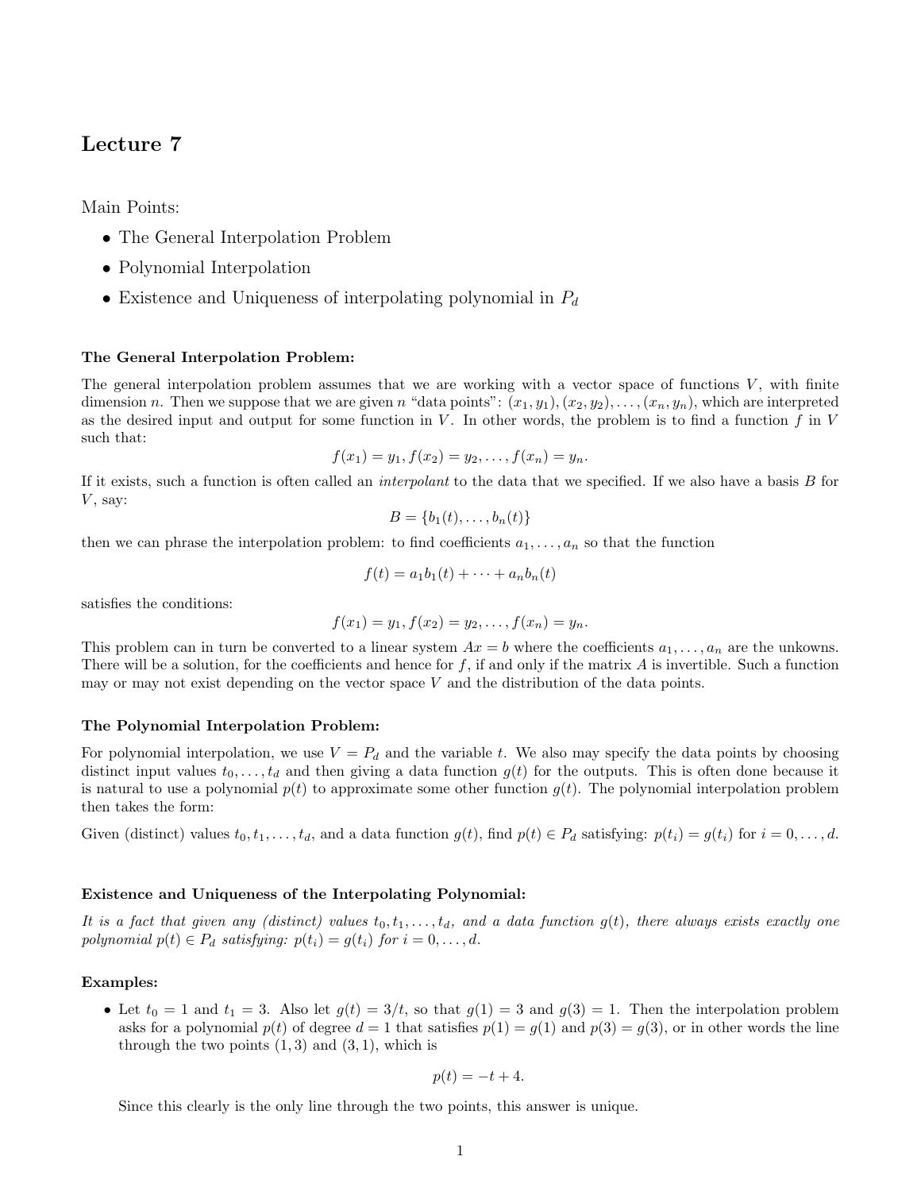# Lecture 7

Main Points:

- The General Interpolation Problem
- Polynomial Interpolation
- Existence and Uniqueness of interpolating polynomial in $P_d$

**The General Interpolation Problem:**

The general interpolation problem assumes that we are working with a vector space of functions $V$, with finite dimension $n$. Then we suppose that we are given $n$ "data points": $(x_1, y_1), (x_2, y_2), \ldots, (x_n, y_n)$, which are interpreted as the desired input and output for some function in $V$. In other words, the problem is to find a function $f$ in $V$ such that:

$$f(x_1) = y_1, f(x_2) = y_2, \ldots, f(x_n) = y_n.$$

If it exists, such a function is often called an *interpolant* to the data that we specified. If we also have a basis $B$ for $V$, say:

$$B = \{b_1(t), \ldots, b_n(t)\}$$

then we can phrase the interpolation problem: to find coefficients $a_1, \ldots, a_n$ so that the function

$$f(t) = a_1 b_1(t) + \cdots + a_n b_n(t)$$

satisfies the conditions:

$$f(x_1) = y_1, f(x_2) = y_2, \ldots, f(x_n) = y_n.$$

This problem can in turn be converted to a linear system $Ax = b$ where the coefficients $a_1, \ldots, a_n$ are the unkowns. There will be a solution, for the coefficients and hence for $f$, if and only if the matrix $A$ is invertible. Such a function may or may not exist depending on the vector space $V$ and the distribution of the data points.

**The Polynomial Interpolation Problem:**

For polynomial interpolation, we use $V = P_d$ and the variable $t$. We also may specify the data points by choosing distinct input values $t_0, \ldots, t_d$ and then giving a data function $g(t)$ for the outputs. This is often done because it is natural to use a polynomial $p(t)$ to approximate some other function $g(t)$. The polynomial interpolation problem then takes the form:

Given (distinct) values $t_0, t_1, \ldots, t_d$, and a data function $g(t)$, find $p(t) \in P_d$ satisfying: $p(t_i) = g(t_i)$ for $i = 0, \ldots, d$.

**Existence and Uniqueness of the Interpolating Polynomial:**

*It is a fact that given any (distinct) values $t_0, t_1, \ldots, t_d$, and a data function $g(t)$, there always exists exactly one polynomial $p(t) \in P_d$ satisfying: $p(t_i) = g(t_i)$ for $i = 0, \ldots, d$.*

**Examples:**

- Let $t_0 = 1$ and $t_1 = 3$. Also let $g(t) = 3/t$, so that $g(1) = 3$ and $g(3) = 1$. Then the interpolation problem asks for a polynomial $p(t)$ of degree $d = 1$ that satisfies $p(1) = g(1)$ and $p(3) = g(3)$, or in other words the line through the two points $(1, 3)$ and $(3, 1)$, which is

  $$p(t) = -t + 4.$$

  Since this clearly is the only line through the two points, this answer is unique.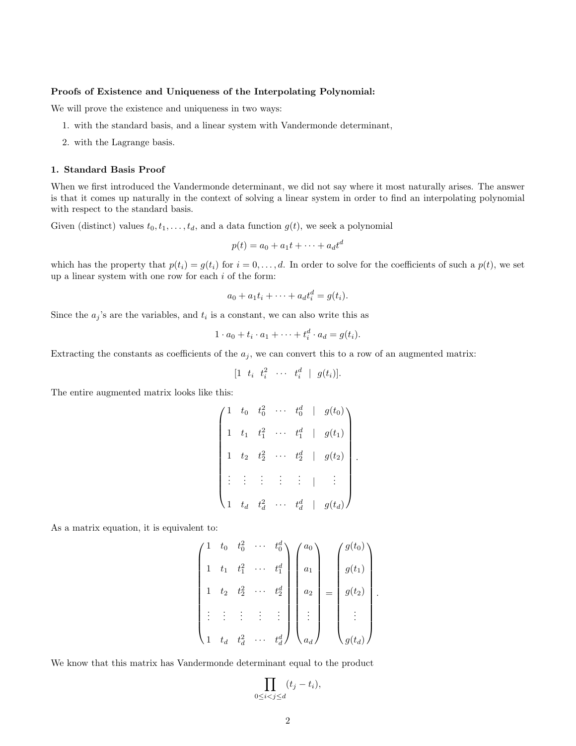**Proofs of Existence and Uniqueness of the Interpolating Polynomial:**

We will prove the existence and uniqueness in two ways:

1. with the standard basis, and a linear system with Vandermonde determinant,
2. with the Lagrange basis.

**1. Standard Basis Proof**

When we first introduced the Vandermonde determinant, we did not say where it most naturally arises. The answer is that it comes up naturally in the context of solving a linear system in order to find an interpolating polynomial with respect to the standard basis.

Given (distinct) values $t_0, t_1, \ldots, t_d$, and a data function $g(t)$, we seek a polynomial

$$p(t) = a_0 + a_1 t + \cdots + a_d t^d$$

which has the property that $p(t_i) = g(t_i)$ for $i = 0, \ldots, d$. In order to solve for the coefficients of such a $p(t)$, we set up a linear system with one row for each $i$ of the form:

$$a_0 + a_1 t_i + \cdots + a_d t_i^d = g(t_i).$$

Since the $a_j$'s are the variables, and $t_i$ is a constant, we can also write this as

$$1 \cdot a_0 + t_i \cdot a_1 + \cdots + t_i^d \cdot a_d = g(t_i).$$

Extracting the constants as coefficients of the $a_j$, we can convert this to a row of an augmented matrix:

$$[1 \;\; t_i \;\; t_i^2 \;\; \cdots \;\; t_i^d \;\; | \;\; g(t_i)].$$

The entire augmented matrix looks like this:

$$\begin{pmatrix} 1 & t_0 & t_0^2 & \cdots & t_0^d & | & g(t_0) \\ 1 & t_1 & t_1^2 & \cdots & t_1^d & | & g(t_1) \\ 1 & t_2 & t_2^2 & \cdots & t_2^d & | & g(t_2) \\ \vdots & \vdots & \vdots & \vdots & \vdots & | & \vdots \\ 1 & t_d & t_d^2 & \cdots & t_d^d & | & g(t_d) \end{pmatrix}.$$

As a matrix equation, it is equivalent to:

$$\begin{pmatrix} 1 & t_0 & t_0^2 & \cdots & t_0^d \\ 1 & t_1 & t_1^2 & \cdots & t_1^d \\ 1 & t_2 & t_2^2 & \cdots & t_2^d \\ \vdots & \vdots & \vdots & \vdots & \vdots \\ 1 & t_d & t_d^2 & \cdots & t_d^d \end{pmatrix} \begin{pmatrix} a_0 \\ a_1 \\ a_2 \\ \vdots \\ a_d \end{pmatrix} = \begin{pmatrix} g(t_0) \\ g(t_1) \\ g(t_2) \\ \vdots \\ g(t_d) \end{pmatrix}.$$

We know that this matrix has Vandermonde determinant equal to the product

$$\prod_{0 \le i < j \le d} (t_j - t_i),$$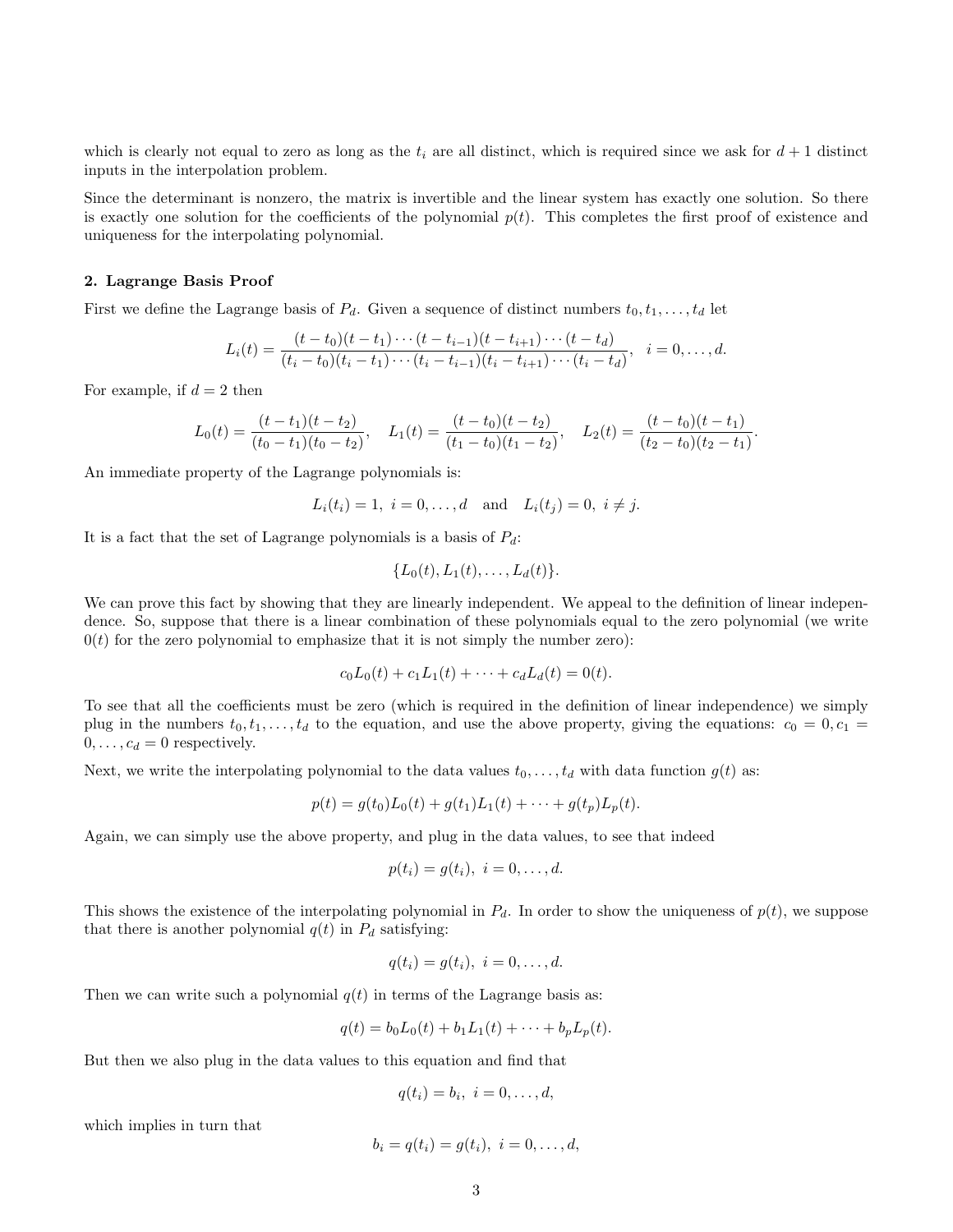which is clearly not equal to zero as long as the $t_i$ are all distinct, which is required since we ask for $d+1$ distinct inputs in the interpolation problem.

Since the determinant is nonzero, the matrix is invertible and the linear system has exactly one solution. So there is exactly one solution for the coefficients of the polynomial $p(t)$. This completes the first proof of existence and uniqueness for the interpolating polynomial.

**2. Lagrange Basis Proof**

First we define the Lagrange basis of $P_d$. Given a sequence of distinct numbers $t_0, t_1, \ldots, t_d$ let

$$L_i(t) = \frac{(t-t_0)(t-t_1)\cdots(t-t_{i-1})(t-t_{i+1})\cdots(t-t_d)}{(t_i-t_0)(t_i-t_1)\cdots(t_i-t_{i-1})(t_i-t_{i+1})\cdots(t_i-t_d)}, \quad i = 0, \ldots, d.$$

For example, if $d = 2$ then

$$L_0(t) = \frac{(t-t_1)(t-t_2)}{(t_0-t_1)(t_0-t_2)}, \quad L_1(t) = \frac{(t-t_0)(t-t_2)}{(t_1-t_0)(t_1-t_2)}, \quad L_2(t) = \frac{(t-t_0)(t-t_1)}{(t_2-t_0)(t_2-t_1)}.$$

An immediate property of the Lagrange polynomials is:

$$L_i(t_i) = 1, \ i = 0, \ldots, d \quad \text{and} \quad L_i(t_j) = 0, \ i \neq j.$$

It is a fact that the set of Lagrange polynomials is a basis of $P_d$:

$$\{L_0(t), L_1(t), \ldots, L_d(t)\}.$$

We can prove this fact by showing that they are linearly independent. We appeal to the definition of linear independence. So, suppose that there is a linear combination of these polynomials equal to the zero polynomial (we write $0(t)$ for the zero polynomial to emphasize that it is not simply the number zero):

$$c_0 L_0(t) + c_1 L_1(t) + \cdots + c_d L_d(t) = 0(t).$$

To see that all the coefficients must be zero (which is required in the definition of linear independence) we simply plug in the numbers $t_0, t_1, \ldots, t_d$ to the equation, and use the above property, giving the equations: $c_0 = 0, c_1 = 0, \ldots, c_d = 0$ respectively.

Next, we write the interpolating polynomial to the data values $t_0, \ldots, t_d$ with data function $g(t)$ as:

$$p(t) = g(t_0)L_0(t) + g(t_1)L_1(t) + \cdots + g(t_p)L_p(t).$$

Again, we can simply use the above property, and plug in the data values, to see that indeed

$$p(t_i) = g(t_i), \ i = 0, \ldots, d.$$

This shows the existence of the interpolating polynomial in $P_d$. In order to show the uniqueness of $p(t)$, we suppose that there is another polynomial $q(t)$ in $P_d$ satisfying:

$$q(t_i) = g(t_i), \ i = 0, \ldots, d.$$

Then we can write such a polynomial $q(t)$ in terms of the Lagrange basis as:

$$q(t) = b_0 L_0(t) + b_1 L_1(t) + \cdots + b_p L_p(t).$$

But then we also plug in the data values to this equation and find that

$$q(t_i) = b_i, \ i = 0, \ldots, d,$$

which implies in turn that

$$b_i = q(t_i) = g(t_i), \ i = 0, \ldots, d,$$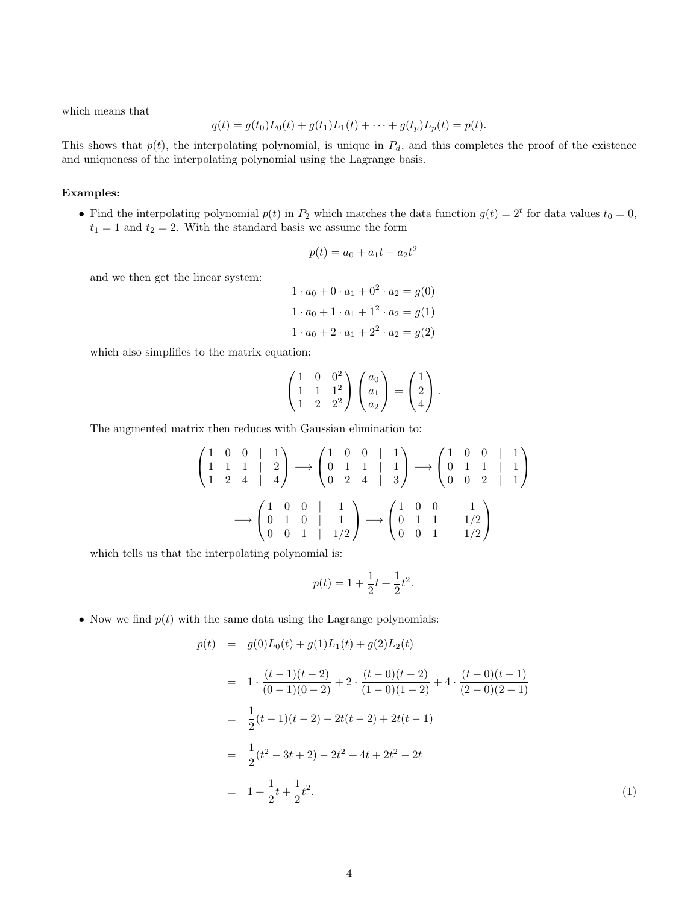which means that

$$q(t) = g(t_0)L_0(t) + g(t_1)L_1(t) + \cdots + g(t_p)L_p(t) = p(t).$$

This shows that $p(t)$, the interpolating polynomial, is unique in $P_d$, and this completes the proof of the existence and uniqueness of the interpolating polynomial using the Lagrange basis.

**Examples:**

- Find the interpolating polynomial $p(t)$ in $P_2$ which matches the data function $g(t) = 2^t$ for data values $t_0 = 0$, $t_1 = 1$ and $t_2 = 2$. With the standard basis we assume the form

  $$p(t) = a_0 + a_1 t + a_2 t^2$$

  and we then get the linear system:

  $$\begin{aligned} 1 \cdot a_0 + 0 \cdot a_1 + 0^2 \cdot a_2 &= g(0) \\ 1 \cdot a_0 + 1 \cdot a_1 + 1^2 \cdot a_2 &= g(1) \\ 1 \cdot a_0 + 2 \cdot a_1 + 2^2 \cdot a_2 &= g(2) \end{aligned}$$

  which also simplifies to the matrix equation:

  $$\begin{pmatrix} 1 & 0 & 0^2 \\ 1 & 1 & 1^2 \\ 1 & 2 & 2^2 \end{pmatrix} \begin{pmatrix} a_0 \\ a_1 \\ a_2 \end{pmatrix} = \begin{pmatrix} 1 \\ 2 \\ 4 \end{pmatrix}.$$

  The augmented matrix then reduces with Gaussian elimination to:

  $$\begin{pmatrix} 1 & 0 & 0 & | & 1 \\ 1 & 1 & 1 & | & 2 \\ 1 & 2 & 4 & | & 4 \end{pmatrix} \longrightarrow \begin{pmatrix} 1 & 0 & 0 & | & 1 \\ 0 & 1 & 1 & | & 1 \\ 0 & 2 & 4 & | & 3 \end{pmatrix} \longrightarrow \begin{pmatrix} 1 & 0 & 0 & | & 1 \\ 0 & 1 & 1 & | & 1 \\ 0 & 0 & 2 & | & 1 \end{pmatrix}$$

  $$\longrightarrow \begin{pmatrix} 1 & 0 & 0 & | & 1 \\ 0 & 1 & 0 & | & 1 \\ 0 & 0 & 1 & | & 1/2 \end{pmatrix} \longrightarrow \begin{pmatrix} 1 & 0 & 0 & | & 1 \\ 0 & 1 & 1 & | & 1/2 \\ 0 & 0 & 1 & | & 1/2 \end{pmatrix}$$

  which tells us that the interpolating polynomial is:

  $$p(t) = 1 + \frac{1}{2}t + \frac{1}{2}t^2.$$

- Now we find $p(t)$ with the same data using the Lagrange polynomials:

  $$\begin{aligned} p(t) &= g(0)L_0(t) + g(1)L_1(t) + g(2)L_2(t) \\ &= 1 \cdot \frac{(t-1)(t-2)}{(0-1)(0-2)} + 2 \cdot \frac{(t-0)(t-2)}{(1-0)(1-2)} + 4 \cdot \frac{(t-0)(t-1)}{(2-0)(2-1)} \\ &= \frac{1}{2}(t-1)(t-2) - 2t(t-2) + 2t(t-1) \\ &= \frac{1}{2}(t^2 - 3t + 2) - 2t^2 + 4t + 2t^2 - 2t \\ &= 1 + \frac{1}{2}t + \frac{1}{2}t^2. \end{aligned} \tag{1}$$